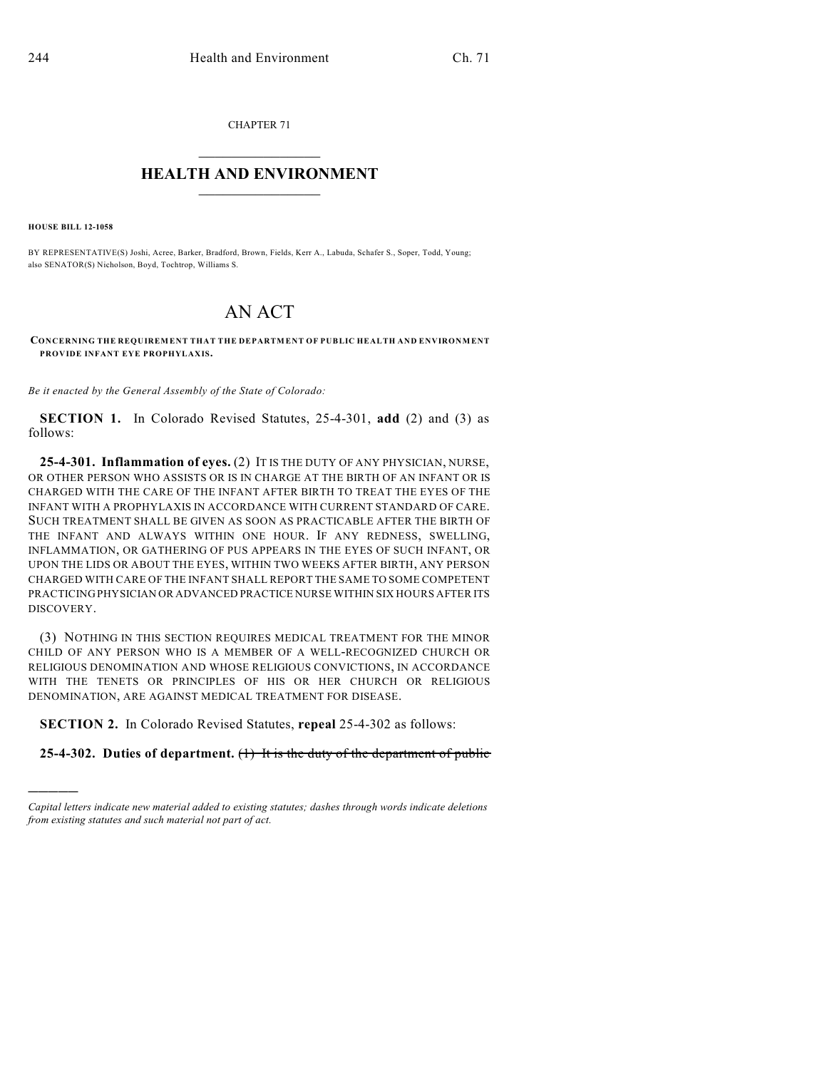CHAPTER 71

# HEALTH AND ENVIRONMENT

**HOUSE BILL 12-1058**

BY REPRESENTATIVE(S) Joshi, Acree, Barker, Bradford, Brown, Fields, Kerr A., Labuda, Schafer S., Soper, Todd, Young; also SENATOR(S) Nicholson, Boyd, Tochtrop, Williams S.

# AN ACT

**CONCERNING THE REQUIREMENT THAT THE DEPARTMENT OF PUBLIC HEALTH AND ENVIRONMENT PROVIDE INFANT EYE PROPHYLAXIS.**

*Be it enacted by the General Assembly of the State of Colorado:*

**SECTION 1.** In Colorado Revised Statutes, 25-4-301, **add** (2) and (3) as follows:

**25-4-301. Inflammation of eyes.** (2) IT IS THE DUTY OF ANY PHYSICIAN, NURSE, OR OTHER PERSON WHO ASSISTS OR IS IN CHARGE AT THE BIRTH OF AN INFANT OR IS CHARGED WITH THE CARE OF THE INFANT AFTER BIRTH TO TREAT THE EYES OF THE INFANT WITH A PROPHYLAXIS IN ACCORDANCE WITH CURRENT STANDARD OF CARE. SUCH TREATMENT SHALL BE GIVEN AS SOON AS PRACTICABLE AFTER THE BIRTH OF THE INFANT AND ALWAYS WITHIN ONE HOUR. IF ANY REDNESS, SWELLING, INFLAMMATION, OR GATHERING OF PUS APPEARS IN THE EYES OF SUCH INFANT, OR UPON THE LIDS OR ABOUT THE EYES, WITHIN TWO WEEKS AFTER BIRTH, ANY PERSON CHARGED WITH CARE OF THE INFANT SHALL REPORT THE SAME TO SOME COMPETENT PRACTICING PHYSICIAN OR ADVANCED PRACTICE NURSE WITHIN SIX HOURS AFTER ITS DISCOVERY.

(3) NOTHING IN THIS SECTION REQUIRES MEDICAL TREATMENT FOR THE MINOR CHILD OF ANY PERSON WHO IS A MEMBER OF A WELL-RECOGNIZED CHURCH OR RELIGIOUS DENOMINATION AND WHOSE RELIGIOUS CONVICTIONS, IN ACCORDANCE WITH THE TENETS OR PRINCIPLES OF HIS OR HER CHURCH OR RELIGIOUS DENOMINATION, ARE AGAINST MEDICAL TREATMENT FOR DISEASE.

**SECTION 2.** In Colorado Revised Statutes, **repeal** 25-4-302 as follows:

**25-4-302. Duties of department.** ~~(1) It is the duty of the department of public~~

*Capital letters indicate new material added to existing statutes; dashes through words indicate deletions from existing statutes and such material not part of act.*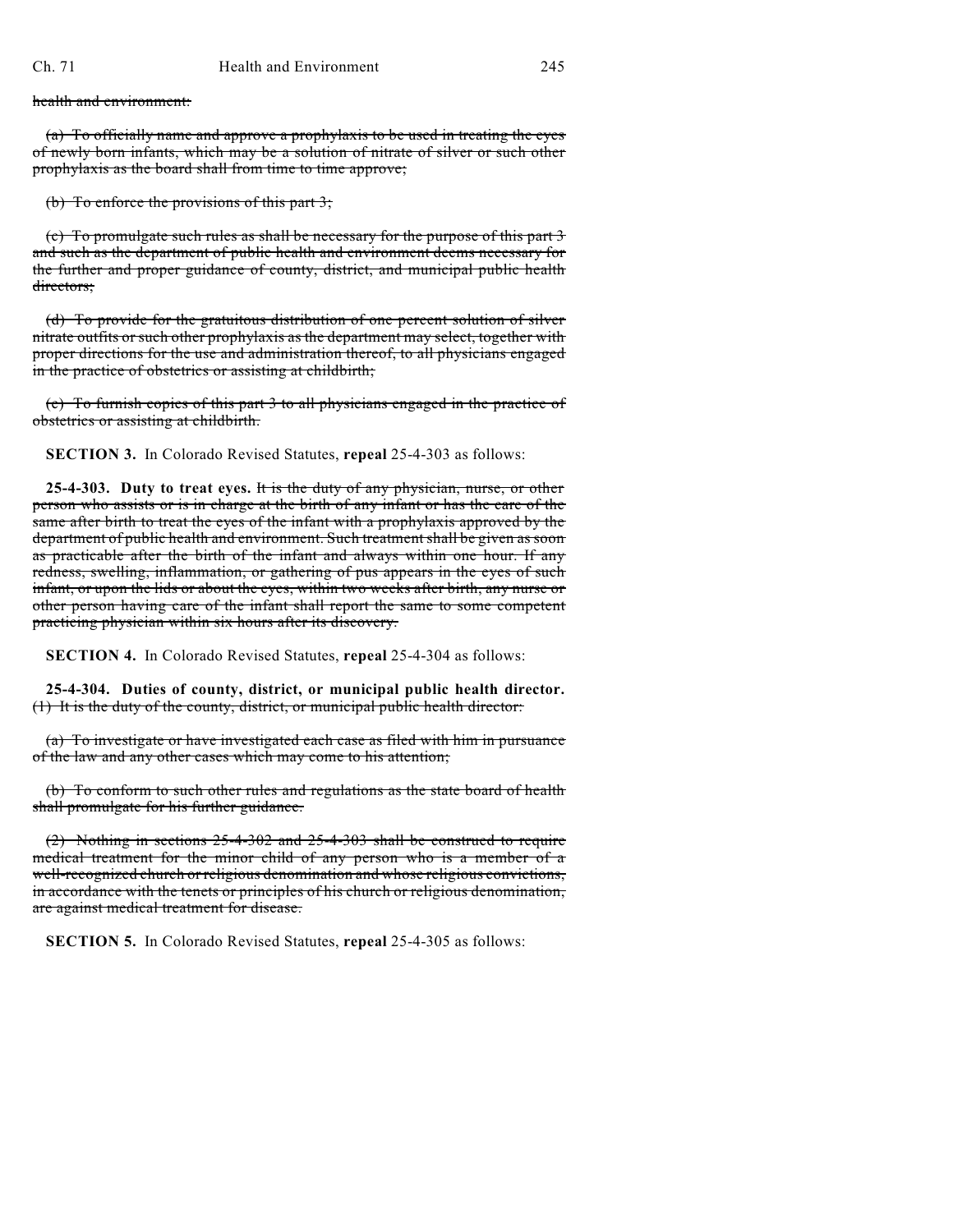~~health and environment:~~

~~(a) To officially name and approve a prophylaxis to be used in treating the eyes of newly born infants, which may be a solution of nitrate of silver or such other prophylaxis as the board shall from time to time approve;~~

~~(b) To enforce the provisions of this part 3;~~

~~(c) To promulgate such rules as shall be necessary for the purpose of this part 3 and such as the department of public health and environment deems necessary for the further and proper guidance of county, district, and municipal public health directors;~~

~~(d) To provide for the gratuitous distribution of one percent solution of silver nitrate outfits or such other prophylaxis as the department may select, together with proper directions for the use and administration thereof, to all physicians engaged in the practice of obstetrics or assisting at childbirth;~~

~~(e) To furnish copies of this part 3 to all physicians engaged in the practice of obstetrics or assisting at childbirth.~~

**SECTION 3.** In Colorado Revised Statutes, **repeal** 25-4-303 as follows:

**25-4-303. Duty to treat eyes.** ~~It is the duty of any physician, nurse, or other person who assists or is in charge at the birth of any infant or has the care of the same after birth to treat the eyes of the infant with a prophylaxis approved by the department of public health and environment. Such treatment shall be given as soon as practicable after the birth of the infant and always within one hour. If any redness, swelling, inflammation, or gathering of pus appears in the eyes of such infant, or upon the lids or about the eyes, within two weeks after birth, any nurse or other person having care of the infant shall report the same to some competent practicing physician within six hours after its discovery.~~

**SECTION 4.** In Colorado Revised Statutes, **repeal** 25-4-304 as follows:

**25-4-304. Duties of county, district, or municipal public health director.** ~~(1) It is the duty of the county, district, or municipal public health director:~~

~~(a) To investigate or have investigated each case as filed with him in pursuance of the law and any other cases which may come to his attention;~~

~~(b) To conform to such other rules and regulations as the state board of health shall promulgate for his further guidance.~~

~~(2) Nothing in sections 25-4-302 and 25-4-303 shall be construed to require medical treatment for the minor child of any person who is a member of a well-recognized church or religious denomination and whose religious convictions, in accordance with the tenets or principles of his church or religious denomination, are against medical treatment for disease.~~

**SECTION 5.** In Colorado Revised Statutes, **repeal** 25-4-305 as follows: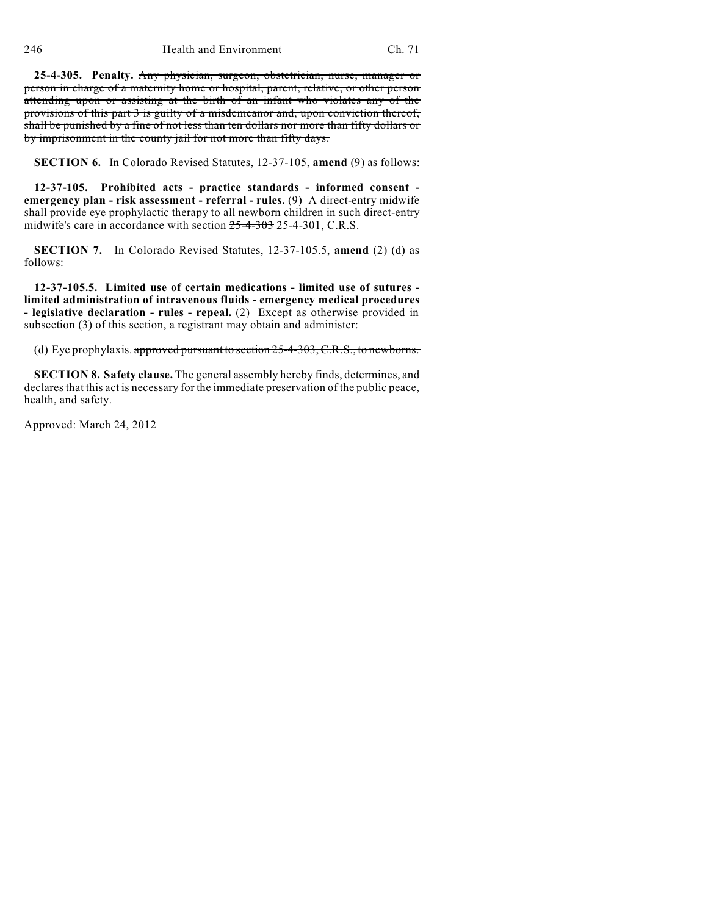**25-4-305. Penalty.** ~~Any physician, surgeon, obstetrician, nurse, manager or person in charge of a maternity home or hospital, parent, relative, or other person attending upon or assisting at the birth of an infant who violates any of the provisions of this part 3 is guilty of a misdemeanor and, upon conviction thereof, shall be punished by a fine of not less than ten dollars nor more than fifty dollars or by imprisonment in the county jail for not more than fifty days.~~

**SECTION 6.** In Colorado Revised Statutes, 12-37-105, **amend** (9) as follows:

**12-37-105. Prohibited acts - practice standards - informed consent - emergency plan - risk assessment - referral - rules.** (9) A direct-entry midwife shall provide eye prophylactic therapy to all newborn children in such direct-entry midwife's care in accordance with section ~~25-4-303~~ 25-4-301, C.R.S.

**SECTION 7.** In Colorado Revised Statutes, 12-37-105.5, **amend** (2) (d) as follows:

**12-37-105.5. Limited use of certain medications - limited use of sutures - limited administration of intravenous fluids - emergency medical procedures - legislative declaration - rules - repeal.** (2) Except as otherwise provided in subsection (3) of this section, a registrant may obtain and administer:

(d) Eye prophylaxis. ~~approved pursuant to section 25-4-303, C.R.S., to newborns.~~

**SECTION 8. Safety clause.** The general assembly hereby finds, determines, and declares that this act is necessary for the immediate preservation of the public peace, health, and safety.

Approved: March 24, 2012